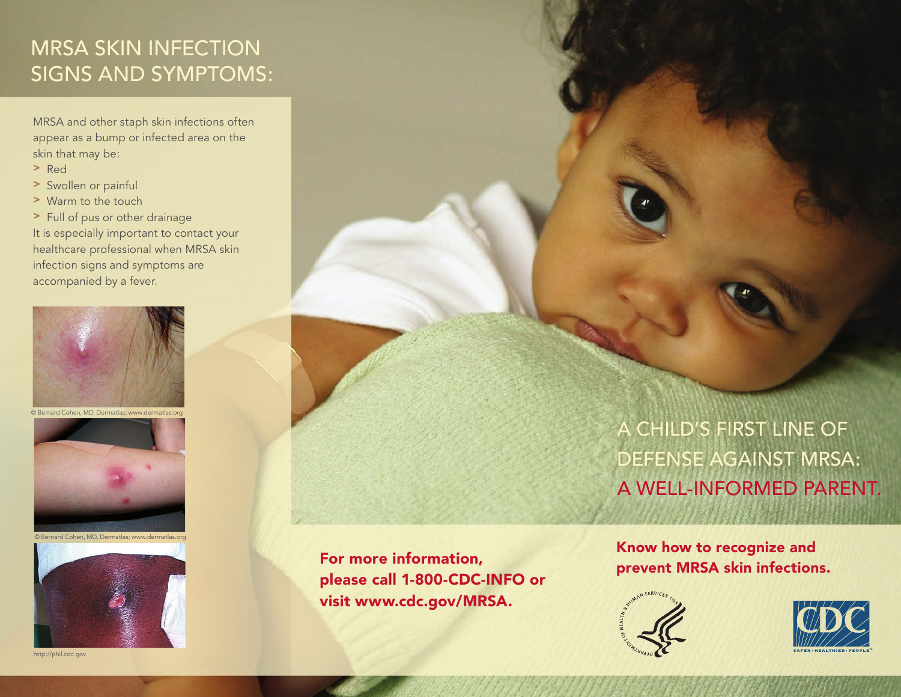# MRSA SKIN INFECTION SIGNS AND SYMPTOMS:

MRSA and other staph skin infections often appear as a bump or infected area on the skin that may be:

> Red
> Swollen or painful
> Warm to the touch
> Full of pus or other drainage

It is especially important to contact your healthcare professional when MRSA skin infection signs and symptoms are accompanied by a fever.

© Bernard Cohen, MD, Dermatlas; www.dermatlas.org

© Bernard Cohen, MD, Dermatlas; www.dermatlas.org

http://phil.cdc.gov

For more information, please call 1-800-CDC-INFO or visit www.cdc.gov/MRSA.

# A CHILD'S FIRST LINE OF DEFENSE AGAINST MRSA: A WELL-INFORMED PARENT.

**Know how to recognize and prevent MRSA skin infections.**

DEPARTMENT OF HEALTH & HUMAN SERVICES USA

CDC SAFER · HEALTHIER · PEOPLE™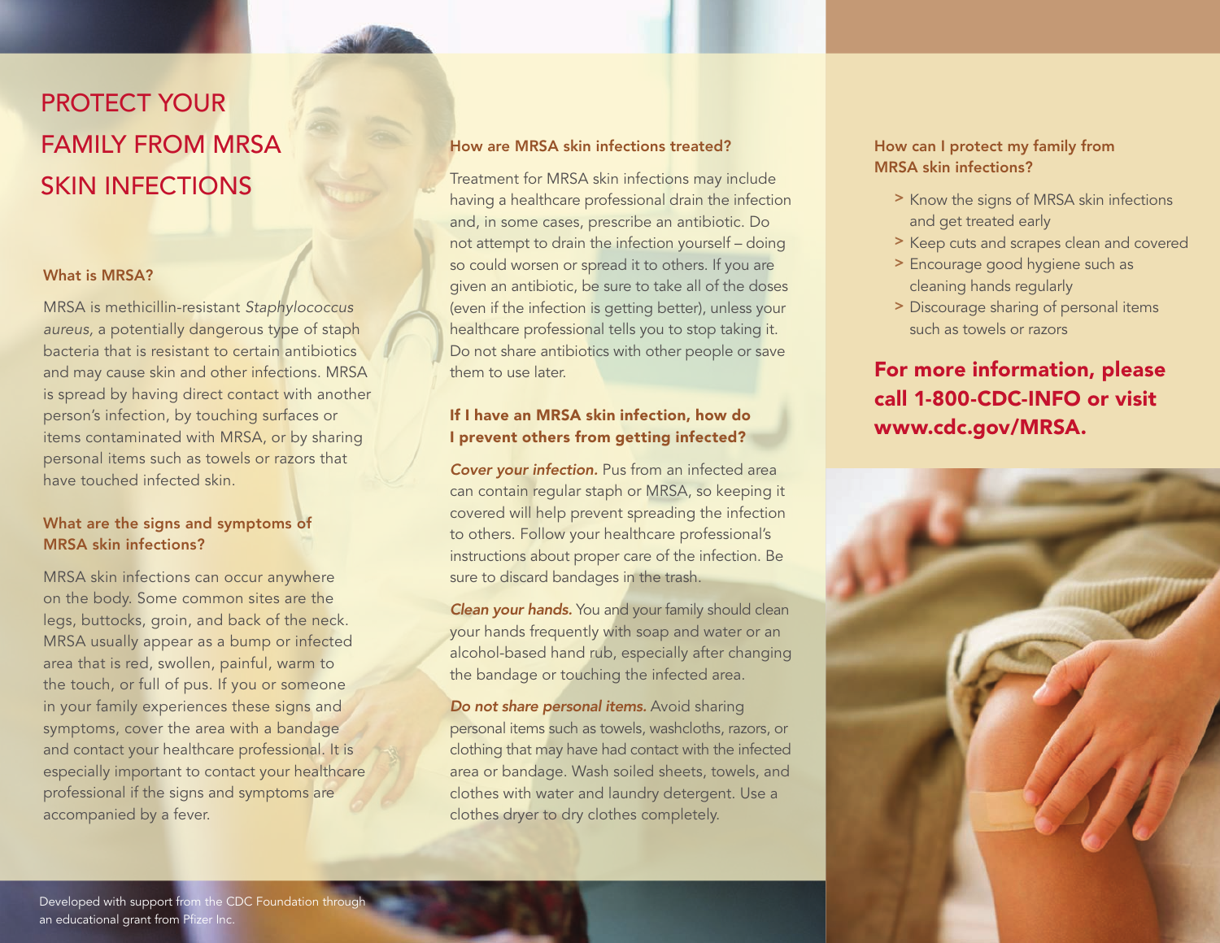# PROTECT YOUR FAMILY FROM MRSA SKIN INFECTIONS

### What is MRSA?

MRSA is methicillin-resistant *Staphylococcus aureus*, a potentially dangerous type of staph bacteria that is resistant to certain antibiotics and may cause skin and other infections. MRSA is spread by having direct contact with another person's infection, by touching surfaces or items contaminated with MRSA, or by sharing personal items such as towels or razors that have touched infected skin.

### What are the signs and symptoms of MRSA skin infections?

MRSA skin infections can occur anywhere on the body. Some common sites are the legs, buttocks, groin, and back of the neck. MRSA usually appear as a bump or infected area that is red, swollen, painful, warm to the touch, or full of pus. If you or someone in your family experiences these signs and symptoms, cover the area with a bandage and contact your healthcare professional. It is especially important to contact your healthcare professional if the signs and symptoms are accompanied by a fever.

### How are MRSA skin infections treated?

Treatment for MRSA skin infections may include having a healthcare professional drain the infection and, in some cases, prescribe an antibiotic. Do not attempt to drain the infection yourself – doing so could worsen or spread it to others. If you are given an antibiotic, be sure to take all of the doses (even if the infection is getting better), unless your healthcare professional tells you to stop taking it. Do not share antibiotics with other people or save them to use later.

### If I have an MRSA skin infection, how do I prevent others from getting infected?

***Cover your infection.*** Pus from an infected area can contain regular staph or MRSA, so keeping it covered will help prevent spreading the infection to others. Follow your healthcare professional's instructions about proper care of the infection. Be sure to discard bandages in the trash.

***Clean your hands.*** You and your family should clean your hands frequently with soap and water or an alcohol-based hand rub, especially after changing the bandage or touching the infected area.

***Do not share personal items.*** Avoid sharing personal items such as towels, washcloths, razors, or clothing that may have had contact with the infected area or bandage. Wash soiled sheets, towels, and clothes with water and laundry detergent. Use a clothes dryer to dry clothes completely.

### How can I protect my family from MRSA skin infections?

> Know the signs of MRSA skin infections and get treated early
> Keep cuts and scrapes clean and covered
> Encourage good hygiene such as cleaning hands regularly
> Discourage sharing of personal items such as towels or razors

**For more information, please call 1-800-CDC-INFO or visit www.cdc.gov/MRSA.**

Developed with support from the CDC Foundation through an educational grant from Pfizer Inc.